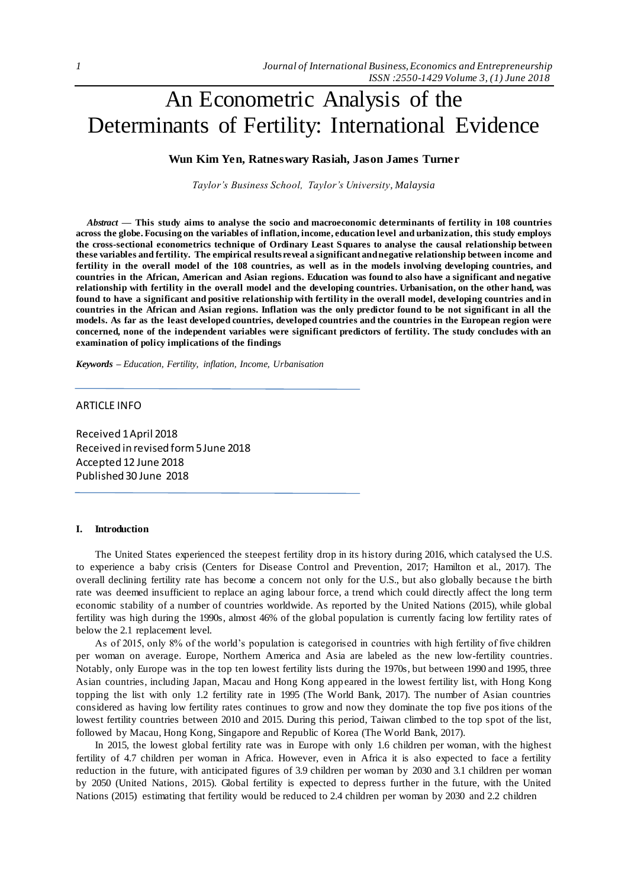// An Econometric Analysis of the Determinants of Fertility: International Evidence

**Wun Kim Yen, Ratneswary Rasiah, Jason James Turner**

*Taylor's Business School, Taylor's University, Malaysia*

***Abstract* — This study aims to analyse the socio and macroeconomic determinants of fertility in 108 countries across the globe. Focusing on the variables of inflation, income, education level and urbanization, this study employs the cross-sectional econometrics technique of Ordinary Least Squares to analyse the causal relationship between these variables and fertility. The empirical results reveal a significant and negative relationship between income and fertility in the overall model of the 108 countries, as well as in the models involving developing countries, and countries in the African, American and Asian regions. Education was found to also have a significant and negative relationship with fertility in the overall model and the developing countries. Urbanisation, on the other hand, was found to have a significant and positive relationship with fertility in the overall model, developing countries and in countries in the African and Asian regions. Inflation was the only predictor found to be not significant in all the models. As far as the least developed countries, developed countries and the countries in the European region were concerned, none of the independent variables were significant predictors of fertility. The study concludes with an examination of policy implications of the findings**

***Keywords*** *– Education, Fertility, inflation, Income, Urbanisation*

ARTICLE INFO

Received 1 April 2018
Received in revised form 5 June 2018
Accepted 12 June 2018
Published 30 June 2018

## I. Introduction

The United States experienced the steepest fertility drop in its history during 2016, which catalysed the U.S. to experience a baby crisis (Centers for Disease Control and Prevention, 2017; Hamilton et al., 2017). The overall declining fertility rate has become a concern not only for the U.S., but also globally because the birth rate was deemed insufficient to replace an aging labour force, a trend which could directly affect the long term economic stability of a number of countries worldwide. As reported by the United Nations (2015), while global fertility was high during the 1990s, almost 46% of the global population is currently facing low fertility rates of below the 2.1 replacement level.

As of 2015, only 8% of the world's population is categorised in countries with high fertility of five children per woman on average. Europe, Northern America and Asia are labeled as the new low-fertility countries. Notably, only Europe was in the top ten lowest fertility lists during the 1970s, but between 1990 and 1995, three Asian countries, including Japan, Macau and Hong Kong appeared in the lowest fertility list, with Hong Kong topping the list with only 1.2 fertility rate in 1995 (The World Bank, 2017). The number of Asian countries considered as having low fertility rates continues to grow and now they dominate the top five positions of the lowest fertility countries between 2010 and 2015. During this period, Taiwan climbed to the top spot of the list, followed by Macau, Hong Kong, Singapore and Republic of Korea (The World Bank, 2017).

In 2015, the lowest global fertility rate was in Europe with only 1.6 children per woman, with the highest fertility of 4.7 children per woman in Africa. However, even in Africa it is also expected to face a fertility reduction in the future, with anticipated figures of 3.9 children per woman by 2030 and 3.1 children per woman by 2050 (United Nations, 2015). Global fertility is expected to depress further in the future, with the United Nations (2015) estimating that fertility would be reduced to 2.4 children per woman by 2030 and 2.2 children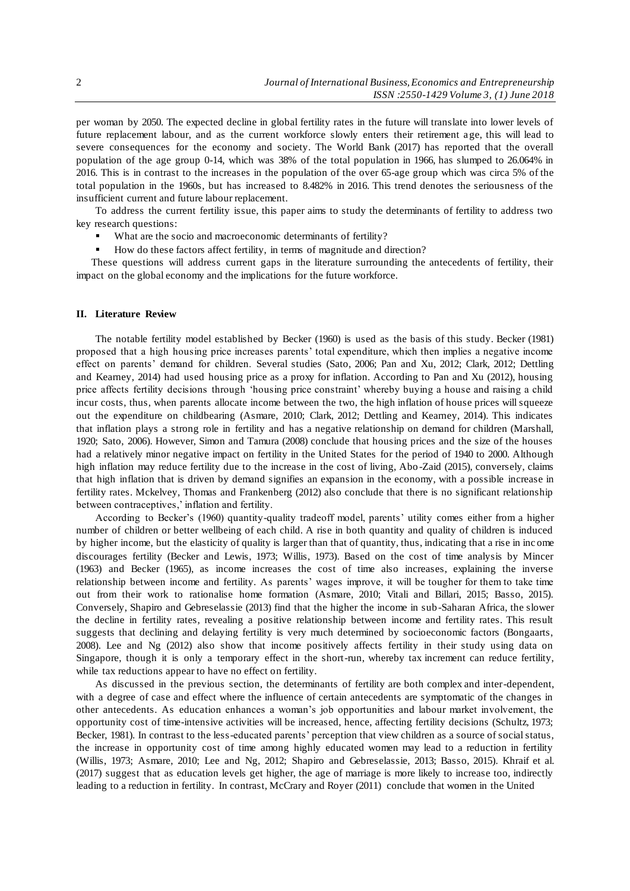per woman by 2050. The expected decline in global fertility rates in the future will translate into lower levels of future replacement labour, and as the current workforce slowly enters their retirement age, this will lead to severe consequences for the economy and society. The World Bank (2017) has reported that the overall population of the age group 0-14, which was 38% of the total population in 1966, has slumped to 26.064% in 2016. This is in contrast to the increases in the population of the over 65-age group which was circa 5% of the total population in the 1960s, but has increased to 8.482% in 2016. This trend denotes the seriousness of the insufficient current and future labour replacement.

To address the current fertility issue, this paper aims to study the determinants of fertility to address two key research questions:

- What are the socio and macroeconomic determinants of fertility?
- How do these factors affect fertility, in terms of magnitude and direction?

These questions will address current gaps in the literature surrounding the antecedents of fertility, their impact on the global economy and the implications for the future workforce.

## II. Literature Review

The notable fertility model established by Becker (1960) is used as the basis of this study. Becker (1981) proposed that a high housing price increases parents' total expenditure, which then implies a negative income effect on parents' demand for children. Several studies (Sato, 2006; Pan and Xu, 2012; Clark, 2012; Dettling and Kearney, 2014) had used housing price as a proxy for inflation. According to Pan and Xu (2012), housing price affects fertility decisions through 'housing price constraint' whereby buying a house and raising a child incur costs, thus, when parents allocate income between the two, the high inflation of house prices will squeeze out the expenditure on childbearing (Asmare, 2010; Clark, 2012; Dettling and Kearney, 2014). This indicates that inflation plays a strong role in fertility and has a negative relationship on demand for children (Marshall, 1920; Sato, 2006). However, Simon and Tamura (2008) conclude that housing prices and the size of the houses had a relatively minor negative impact on fertility in the United States for the period of 1940 to 2000. Although high inflation may reduce fertility due to the increase in the cost of living, Abo-Zaid (2015), conversely, claims that high inflation that is driven by demand signifies an expansion in the economy, with a possible increase in fertility rates. Mckelvey, Thomas and Frankenberg (2012) also conclude that there is no significant relationship between contraceptives,' inflation and fertility.

According to Becker's (1960) quantity-quality tradeoff model, parents' utility comes either from a higher number of children or better wellbeing of each child. A rise in both quantity and quality of children is induced by higher income, but the elasticity of quality is larger than that of quantity, thus, indicating that a rise in income discourages fertility (Becker and Lewis, 1973; Willis, 1973). Based on the cost of time analysis by Mincer (1963) and Becker (1965), as income increases the cost of time also increases, explaining the inverse relationship between income and fertility. As parents' wages improve, it will be tougher for them to take time out from their work to rationalise home formation (Asmare, 2010; Vitali and Billari, 2015; Basso, 2015). Conversely, Shapiro and Gebreselassie (2013) find that the higher the income in sub-Saharan Africa, the slower the decline in fertility rates, revealing a positive relationship between income and fertility rates. This result suggests that declining and delaying fertility is very much determined by socioeconomic factors (Bongaarts, 2008). Lee and Ng (2012) also show that income positively affects fertility in their study using data on Singapore, though it is only a temporary effect in the short-run, whereby tax increment can reduce fertility, while tax reductions appear to have no effect on fertility.

As discussed in the previous section, the determinants of fertility are both complex and inter-dependent, with a degree of case and effect where the influence of certain antecedents are symptomatic of the changes in other antecedents. As education enhances a woman's job opportunities and labour market involvement, the opportunity cost of time-intensive activities will be increased, hence, affecting fertility decisions (Schultz, 1973; Becker, 1981). In contrast to the less-educated parents' perception that view children as a source of social status, the increase in opportunity cost of time among highly educated women may lead to a reduction in fertility (Willis, 1973; Asmare, 2010; Lee and Ng, 2012; Shapiro and Gebreselassie, 2013; Basso, 2015). Khraif et al. (2017) suggest that as education levels get higher, the age of marriage is more likely to increase too, indirectly leading to a reduction in fertility. In contrast, McCrary and Royer (2011) conclude that women in the United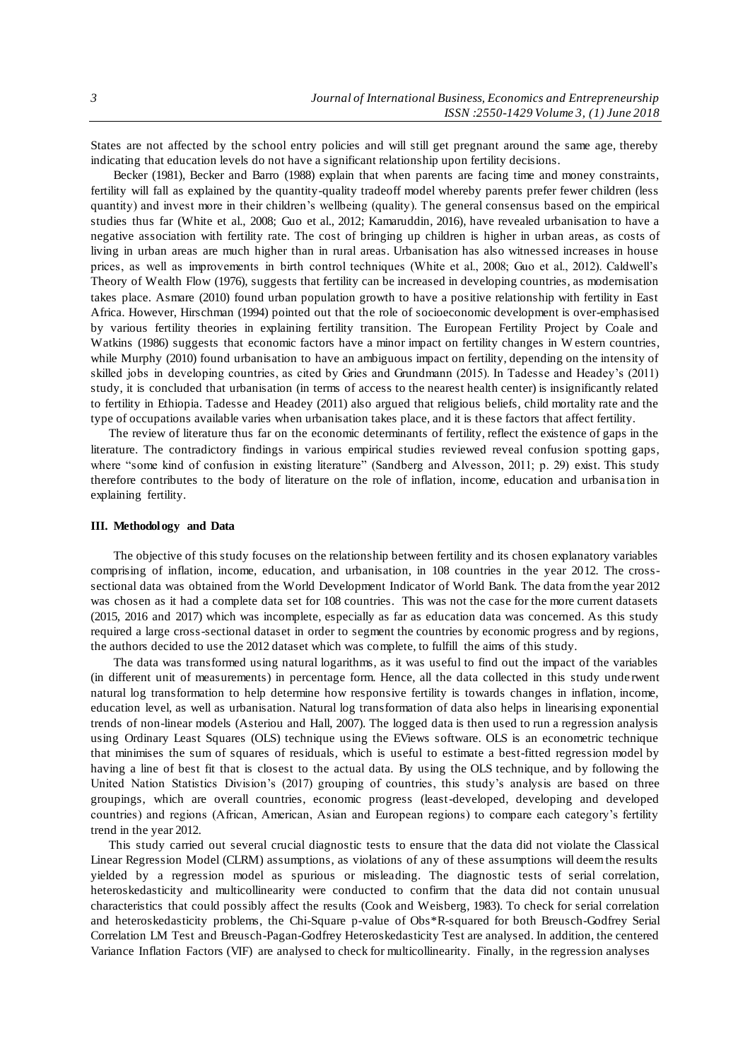States are not affected by the school entry policies and will still get pregnant around the same age, thereby indicating that education levels do not have a significant relationship upon fertility decisions.

Becker (1981), Becker and Barro (1988) explain that when parents are facing time and money constraints, fertility will fall as explained by the quantity-quality tradeoff model whereby parents prefer fewer children (less quantity) and invest more in their children's wellbeing (quality). The general consensus based on the empirical studies thus far (White et al., 2008; Guo et al., 2012; Kamaruddin, 2016), have revealed urbanisation to have a negative association with fertility rate. The cost of bringing up children is higher in urban areas, as costs of living in urban areas are much higher than in rural areas. Urbanisation has also witnessed increases in house prices, as well as improvements in birth control techniques (White et al., 2008; Guo et al., 2012). Caldwell's Theory of Wealth Flow (1976), suggests that fertility can be increased in developing countries, as modernisation takes place. Asmare (2010) found urban population growth to have a positive relationship with fertility in East Africa. However, Hirschman (1994) pointed out that the role of socioeconomic development is over-emphasised by various fertility theories in explaining fertility transition. The European Fertility Project by Coale and Watkins (1986) suggests that economic factors have a minor impact on fertility changes in Western countries, while Murphy (2010) found urbanisation to have an ambiguous impact on fertility, depending on the intensity of skilled jobs in developing countries, as cited by Gries and Grundmann (2015). In Tadesse and Headey's (2011) study, it is concluded that urbanisation (in terms of access to the nearest health center) is insignificantly related to fertility in Ethiopia. Tadesse and Headey (2011) also argued that religious beliefs, child mortality rate and the type of occupations available varies when urbanisation takes place, and it is these factors that affect fertility.

The review of literature thus far on the economic determinants of fertility, reflect the existence of gaps in the literature. The contradictory findings in various empirical studies reviewed reveal confusion spotting gaps, where "some kind of confusion in existing literature" (Sandberg and Alvesson, 2011; p. 29) exist. This study therefore contributes to the body of literature on the role of inflation, income, education and urbanisation in explaining fertility.

## III. Methodology and Data

The objective of this study focuses on the relationship between fertility and its chosen explanatory variables comprising of inflation, income, education, and urbanisation, in 108 countries in the year 2012. The cross-sectional data was obtained from the World Development Indicator of World Bank. The data from the year 2012 was chosen as it had a complete data set for 108 countries. This was not the case for the more current datasets (2015, 2016 and 2017) which was incomplete, especially as far as education data was concerned. As this study required a large cross-sectional dataset in order to segment the countries by economic progress and by regions, the authors decided to use the 2012 dataset which was complete, to fulfill the aims of this study.

The data was transformed using natural logarithms, as it was useful to find out the impact of the variables (in different unit of measurements) in percentage form. Hence, all the data collected in this study underwent natural log transformation to help determine how responsive fertility is towards changes in inflation, income, education level, as well as urbanisation. Natural log transformation of data also helps in linearising exponential trends of non-linear models (Asteriou and Hall, 2007). The logged data is then used to run a regression analysis using Ordinary Least Squares (OLS) technique using the EViews software. OLS is an econometric technique that minimises the sum of squares of residuals, which is useful to estimate a best-fitted regression model by having a line of best fit that is closest to the actual data. By using the OLS technique, and by following the United Nation Statistics Division's (2017) grouping of countries, this study's analysis are based on three groupings, which are overall countries, economic progress (least-developed, developing and developed countries) and regions (African, American, Asian and European regions) to compare each category's fertility trend in the year 2012.

This study carried out several crucial diagnostic tests to ensure that the data did not violate the Classical Linear Regression Model (CLRM) assumptions, as violations of any of these assumptions will deem the results yielded by a regression model as spurious or misleading. The diagnostic tests of serial correlation, heteroskedasticity and multicollinearity were conducted to confirm that the data did not contain unusual characteristics that could possibly affect the results (Cook and Weisberg, 1983). To check for serial correlation and heteroskedasticity problems, the Chi-Square p-value of Obs*R-squared for both Breusch-Godfrey Serial Correlation LM Test and Breusch-Pagan-Godfrey Heteroskedasticity Test are analysed. In addition, the centered Variance Inflation Factors (VIF) are analysed to check for multicollinearity. Finally, in the regression analyses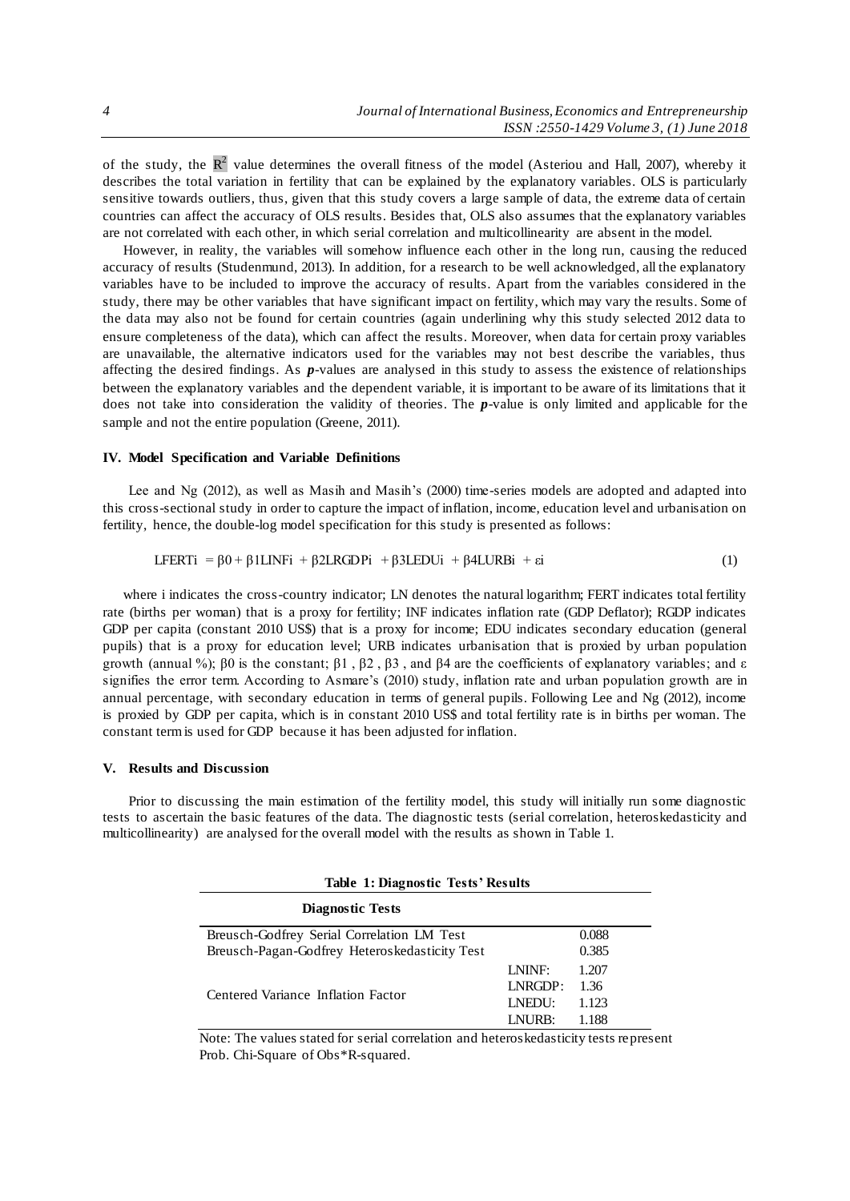of the study, the $R^2$ value determines the overall fitness of the model (Asteriou and Hall, 2007), whereby it describes the total variation in fertility that can be explained by the explanatory variables. OLS is particularly sensitive towards outliers, thus, given that this study covers a large sample of data, the extreme data of certain countries can affect the accuracy of OLS results. Besides that, OLS also assumes that the explanatory variables are not correlated with each other, in which serial correlation and multicollinearity are absent in the model.

However, in reality, the variables will somehow influence each other in the long run, causing the reduced accuracy of results (Studenmund, 2013). In addition, for a research to be well acknowledged, all the explanatory variables have to be included to improve the accuracy of results. Apart from the variables considered in the study, there may be other variables that have significant impact on fertility, which may vary the results. Some of the data may also not be found for certain countries (again underlining why this study selected 2012 data to ensure completeness of the data), which can affect the results. Moreover, when data for certain proxy variables are unavailable, the alternative indicators used for the variables may not best describe the variables, thus affecting the desired findings. As ***p***-values are analysed in this study to assess the existence of relationships between the explanatory variables and the dependent variable, it is important to be aware of its limitations that it does not take into consideration the validity of theories. The ***p***-value is only limited and applicable for the sample and not the entire population (Greene, 2011).

## IV. Model Specification and Variable Definitions

Lee and Ng (2012), as well as Masih and Masih's (2000) time-series models are adopted and adapted into this cross-sectional study in order to capture the impact of inflation, income, education level and urbanisation on fertility, hence, the double-log model specification for this study is presented as follows:

$$LFERTi = \beta 0 + \beta 1LINFi + \beta 2LRGDPi + \beta 3LEDUi + \beta 4LURBi + \varepsilon i \quad (1)$$

where i indicates the cross-country indicator; LN denotes the natural logarithm; FERT indicates total fertility rate (births per woman) that is a proxy for fertility; INF indicates inflation rate (GDP Deflator); RGDP indicates GDP per capita (constant 2010 US$) that is a proxy for income; EDU indicates secondary education (general pupils) that is a proxy for education level; URB indicates urbanisation that is proxied by urban population growth (annual %); β0 is the constant; β1 , β2 , β3 , and β4 are the coefficients of explanatory variables; and ε signifies the error term. According to Asmare's (2010) study, inflation rate and urban population growth are in annual percentage, with secondary education in terms of general pupils. Following Lee and Ng (2012), income is proxied by GDP per capita, which is in constant 2010 US$ and total fertility rate is in births per woman. The constant term is used for GDP because it has been adjusted for inflation.

## V. Results and Discussion

Prior to discussing the main estimation of the fertility model, this study will initially run some diagnostic tests to ascertain the basic features of the data. The diagnostic tests (serial correlation, heteroskedasticity and multicollinearity) are analysed for the overall model with the results as shown in Table 1.

**Table 1: Diagnostic Tests' Results**

| Diagnostic Tests | | |
|---|---|---|
| Breusch-Godfrey Serial Correlation LM Test | | 0.088 |
| Breusch-Pagan-Godfrey Heteroskedasticity Test | | 0.385 |
| Centered Variance Inflation Factor | LNINF: | 1.207 |
| | LNRGDP: | 1.36 |
| | LNEDU: | 1.123 |
| | LNURB: | 1.188 |

Note: The values stated for serial correlation and heteroskedasticity tests represent Prob. Chi-Square of Obs*R-squared.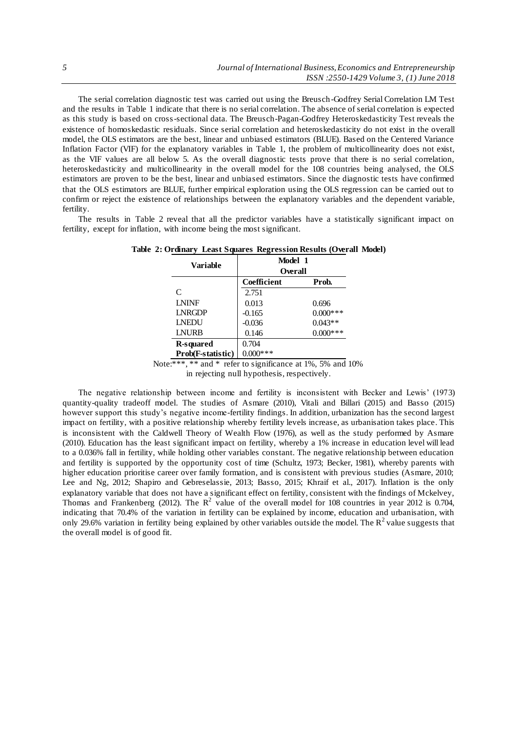The serial correlation diagnostic test was carried out using the Breusch-Godfrey Serial Correlation LM Test and the results in Table 1 indicate that there is no serial correlation. The absence of serial correlation is expected as this study is based on cross-sectional data. The Breusch-Pagan-Godfrey Heteroskedasticity Test reveals the existence of homoskedastic residuals. Since serial correlation and heteroskedasticity do not exist in the overall model, the OLS estimators are the best, linear and unbiased estimators (BLUE). Based on the Centered Variance Inflation Factor (VIF) for the explanatory variables in Table 1, the problem of multicollinearity does not exist, as the VIF values are all below 5. As the overall diagnostic tests prove that there is no serial correlation, heteroskedasticity and multicollinearity in the overall model for the 108 countries being analysed, the OLS estimators are proven to be the best, linear and unbiased estimators. Since the diagnostic tests have confirmed that the OLS estimators are BLUE, further empirical exploration using the OLS regression can be carried out to confirm or reject the existence of relationships between the explanatory variables and the dependent variable, fertility.

The results in Table 2 reveal that all the predictor variables have a statistically significant impact on fertility, except for inflation, with income being the most significant.

**Table 2: Ordinary Least Squares Regression Results (Overall Model)**

| **Variable** | **Model 1 Overall** | |
|---|---|---|
| | **Coefficient** | **Prob.** |
| C | 2.751 | |
| LNINF | 0.013 | 0.696 |
| LNRGDP | -0.165 | 0.000*** |
| LNEDU | -0.036 | 0.043** |
| LNURB | 0.146 | 0.000*** |
| **R-squared** | 0.704 | |
| **Prob(F-statistic)** | 0.000*** | |

Note:***, ** and * refer to significance at 1%, 5% and 10% in rejecting null hypothesis, respectively.

The negative relationship between income and fertility is inconsistent with Becker and Lewis' (1973) quantity-quality tradeoff model. The studies of Asmare (2010), Vitali and Billari (2015) and Basso (2015) however support this study's negative income-fertility findings. In addition, urbanization has the second largest impact on fertility, with a positive relationship whereby fertility levels increase, as urbanisation takes place. This is inconsistent with the Caldwell Theory of Wealth Flow (1976), as well as the study performed by Asmare (2010). Education has the least significant impact on fertility, whereby a 1% increase in education level will lead to a 0.036% fall in fertility, while holding other variables constant. The negative relationship between education and fertility is supported by the opportunity cost of time (Schultz, 1973; Becker, 1981), whereby parents with higher education prioritise career over family formation, and is consistent with previous studies (Asmare, 2010; Lee and Ng, 2012; Shapiro and Gebreselassie, 2013; Basso, 2015; Khraif et al., 2017). Inflation is the only explanatory variable that does not have a significant effect on fertility, consistent with the findings of Mckelvey, Thomas and Frankenberg (2012). The $R^2$ value of the overall model for 108 countries in year 2012 is 0.704, indicating that 70.4% of the variation in fertility can be explained by income, education and urbanisation, with only 29.6% variation in fertility being explained by other variables outside the model. The $R^2$ value suggests that the overall model is of good fit.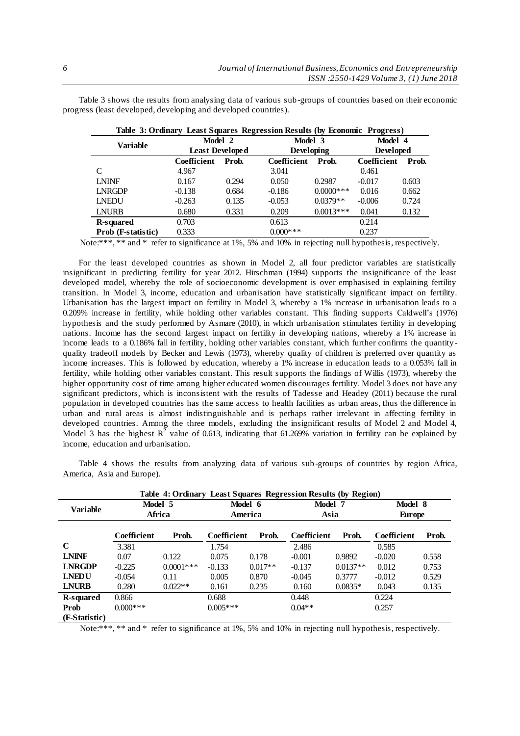Table 3 shows the results from analysing data of various sub-groups of countries based on their economic progress (least developed, developing and developed countries).

**Table 3: Ordinary Least Squares Regression Results (by Economic Progress)**

| Variable | Model 2 Least Developed | | Model 3 Developing | | Model 4 Developed | |
|---|---|---|---|---|---|---|
| | Coefficient | Prob. | Coefficient | Prob. | Coefficient | Prob. |
| C | 4.967 | | 3.041 | | 0.461 | |
| LNINF | 0.167 | 0.294 | 0.050 | 0.2987 | -0.017 | 0.603 |
| LNRGDP | -0.138 | 0.684 | -0.186 | 0.0000*** | 0.016 | 0.662 |
| LNEDU | -0.263 | 0.135 | -0.053 | 0.0379** | -0.006 | 0.724 |
| LNURB | 0.680 | 0.331 | 0.209 | 0.0013*** | 0.041 | 0.132 |
| **R-squared** | 0.703 | | 0.613 | | 0.214 | |
| **Prob (F-statistic)** | 0.333 | | 0.000*** | | 0.237 | |

Note:***, ** and * refer to significance at 1%, 5% and 10% in rejecting null hypothesis, respectively.

For the least developed countries as shown in Model 2, all four predictor variables are statistically insignificant in predicting fertility for year 2012. Hirschman (1994) supports the insignificance of the least developed model, whereby the role of socioeconomic development is over emphasised in explaining fertility transition. In Model 3, income, education and urbanisation have statistically significant impact on fertility. Urbanisation has the largest impact on fertility in Model 3, whereby a 1% increase in urbanisation leads to a 0.209% increase in fertility, while holding other variables constant. This finding supports Caldwell's (1976) hypothesis and the study performed by Asmare (2010), in which urbanisation stimulates fertility in developing nations. Income has the second largest impact on fertility in developing nations, whereby a 1% increase in income leads to a 0.186% fall in fertility, holding other variables constant, which further confirms the quantity-quality tradeoff models by Becker and Lewis (1973), whereby quality of children is preferred over quantity as income increases. This is followed by education, whereby a 1% increase in education leads to a 0.053% fall in fertility, while holding other variables constant. This result supports the findings of Willis (1973), whereby the higher opportunity cost of time among higher educated women discourages fertility. Model 3 does not have any significant predictors, which is inconsistent with the results of Tadesse and Headey (2011) because the rural population in developed countries has the same access to health facilities as urban areas, thus the difference in urban and rural areas is almost indistinguishable and is perhaps rather irrelevant in affecting fertility in developed countries. Among the three models, excluding the insignificant results of Model 2 and Model 4, Model 3 has the highest $R^2$ value of 0.613, indicating that 61.269% variation in fertility can be explained by income, education and urbanisation.

Table 4 shows the results from analyzing data of various sub-groups of countries by region Africa, America, Asia and Europe).

**Table 4: Ordinary Least Squares Regression Results (by Region)**

| Variable | Model 5 Africa | | Model 6 America | | Model 7 Asia | | Model 8 Europe | |
|---|---|---|---|---|---|---|---|---|
| | Coefficient | Prob. | Coefficient | Prob. | Coefficient | Prob. | Coefficient | Prob. |
| **C** | 3.381 | | 1.754 | | 2.486 | | 0.585 | |
| **LNINF** | 0.07 | 0.122 | 0.075 | 0.178 | -0.001 | 0.9892 | -0.020 | 0.558 |
| **LNRGDP** | -0.225 | 0.0001*** | -0.133 | 0.017** | -0.137 | 0.0137** | 0.012 | 0.753 |
| **LNEDU** | -0.054 | 0.11 | 0.005 | 0.870 | -0.045 | 0.3777 | -0.012 | 0.529 |
| **LNURB** | 0.280 | 0.022** | 0.161 | 0.235 | 0.160 | 0.0835* | 0.043 | 0.135 |
| **R-squared** | 0.866 | | 0.688 | | 0.448 | | 0.224 | |
| **Prob (F-Statistic)** | 0.000*** | | 0.005*** | | 0.04** | | 0.257 | |

Note:***, ** and * refer to significance at 1%, 5% and 10% in rejecting null hypothesis, respectively.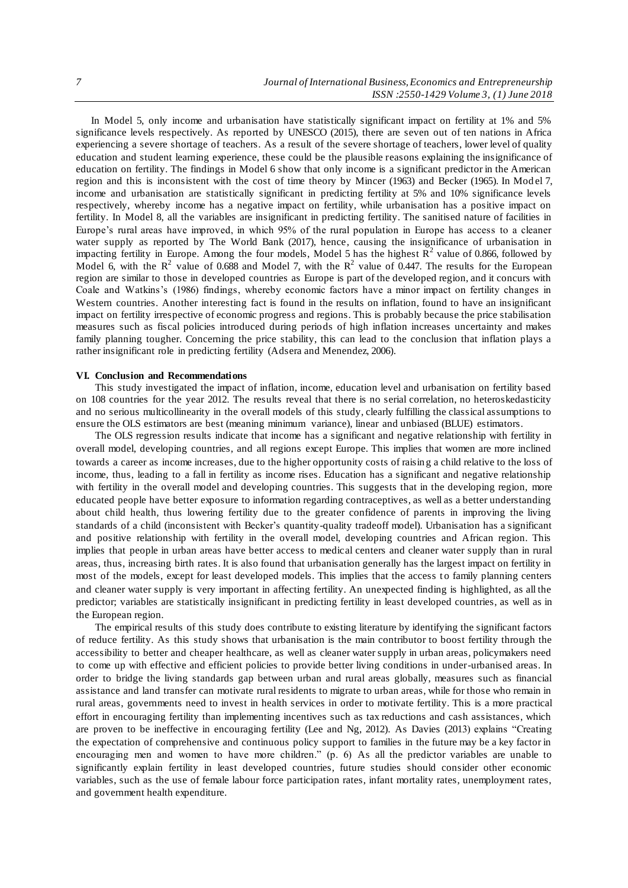In Model 5, only income and urbanisation have statistically significant impact on fertility at 1% and 5% significance levels respectively. As reported by UNESCO (2015), there are seven out of ten nations in Africa experiencing a severe shortage of teachers. As a result of the severe shortage of teachers, lower level of quality education and student learning experience, these could be the plausible reasons explaining the insignificance of education on fertility. The findings in Model 6 show that only income is a significant predictor in the American region and this is inconsistent with the cost of time theory by Mincer (1963) and Becker (1965). In Model 7, income and urbanisation are statistically significant in predicting fertility at 5% and 10% significance levels respectively, whereby income has a negative impact on fertility, while urbanisation has a positive impact on fertility. In Model 8, all the variables are insignificant in predicting fertility. The sanitised nature of facilities in Europe's rural areas have improved, in which 95% of the rural population in Europe has access to a cleaner water supply as reported by The World Bank (2017), hence, causing the insignificance of urbanisation in impacting fertility in Europe. Among the four models, Model 5 has the highest $R^2$ value of 0.866, followed by Model 6, with the $R^2$ value of 0.688 and Model 7, with the $R^2$ value of 0.447. The results for the European region are similar to those in developed countries as Europe is part of the developed region, and it concurs with Coale and Watkins's (1986) findings, whereby economic factors have a minor impact on fertility changes in Western countries. Another interesting fact is found in the results on inflation, found to have an insignificant impact on fertility irrespective of economic progress and regions. This is probably because the price stabilisation measures such as fiscal policies introduced during periods of high inflation increases uncertainty and makes family planning tougher. Concerning the price stability, this can lead to the conclusion that inflation plays a rather insignificant role in predicting fertility (Adsera and Menendez, 2006).

## VI. Conclusion and Recommendations

This study investigated the impact of inflation, income, education level and urbanisation on fertility based on 108 countries for the year 2012. The results reveal that there is no serial correlation, no heteroskedasticity and no serious multicollinearity in the overall models of this study, clearly fulfilling the classical assumptions to ensure the OLS estimators are best (meaning minimum variance), linear and unbiased (BLUE) estimators.

The OLS regression results indicate that income has a significant and negative relationship with fertility in overall model, developing countries, and all regions except Europe. This implies that women are more inclined towards a career as income increases, due to the higher opportunity costs of raising a child relative to the loss of income, thus, leading to a fall in fertility as income rises. Education has a significant and negative relationship with fertility in the overall model and developing countries. This suggests that in the developing region, more educated people have better exposure to information regarding contraceptives, as well as a better understanding about child health, thus lowering fertility due to the greater confidence of parents in improving the living standards of a child (inconsistent with Becker's quantity-quality tradeoff model). Urbanisation has a significant and positive relationship with fertility in the overall model, developing countries and African region. This implies that people in urban areas have better access to medical centers and cleaner water supply than in rural areas, thus, increasing birth rates. It is also found that urbanisation generally has the largest impact on fertility in most of the models, except for least developed models. This implies that the access to family planning centers and cleaner water supply is very important in affecting fertility. An unexpected finding is highlighted, as all the predictor; variables are statistically insignificant in predicting fertility in least developed countries, as well as in the European region.

The empirical results of this study does contribute to existing literature by identifying the significant factors of reduce fertility. As this study shows that urbanisation is the main contributor to boost fertility through the accessibility to better and cheaper healthcare, as well as cleaner water supply in urban areas, policymakers need to come up with effective and efficient policies to provide better living conditions in under-urbanised areas. In order to bridge the living standards gap between urban and rural areas globally, measures such as financial assistance and land transfer can motivate rural residents to migrate to urban areas, while for those who remain in rural areas, governments need to invest in health services in order to motivate fertility. This is a more practical effort in encouraging fertility than implementing incentives such as tax reductions and cash assistances, which are proven to be ineffective in encouraging fertility (Lee and Ng, 2012). As Davies (2013) explains "Creating the expectation of comprehensive and continuous policy support to families in the future may be a key factor in encouraging men and women to have more children." (p. 6) As all the predictor variables are unable to significantly explain fertility in least developed countries, future studies should consider other economic variables, such as the use of female labour force participation rates, infant mortality rates, unemployment rates, and government health expenditure.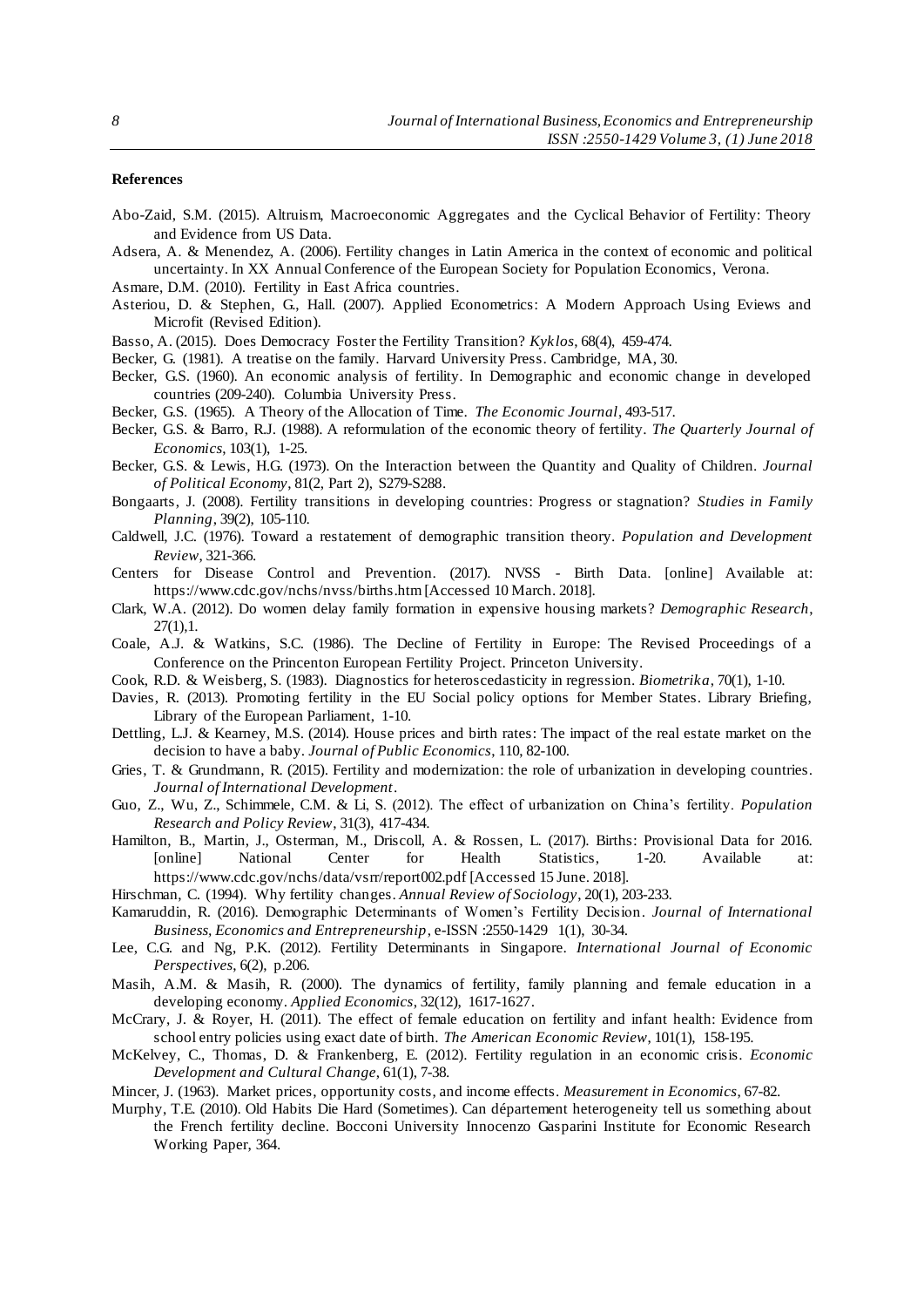**References**

Abo-Zaid, S.M. (2015). Altruism, Macroeconomic Aggregates and the Cyclical Behavior of Fertility: Theory and Evidence from US Data.

Adsera, A. & Menendez, A. (2006). Fertility changes in Latin America in the context of economic and political uncertainty. In XX Annual Conference of the European Society for Population Economics, Verona.

Asmare, D.M. (2010). Fertility in East Africa countries.

Asteriou, D. & Stephen, G., Hall. (2007). Applied Econometrics: A Modern Approach Using Eviews and Microfit (Revised Edition).

Basso, A. (2015). Does Democracy Foster the Fertility Transition? *Kyklos*, 68(4), 459-474.

Becker, G. (1981). A treatise on the family. Harvard University Press. Cambridge, MA, 30.

Becker, G.S. (1960). An economic analysis of fertility. In Demographic and economic change in developed countries (209-240). Columbia University Press.

Becker, G.S. (1965). A Theory of the Allocation of Time. *The Economic Journal*, 493-517.

Becker, G.S. & Barro, R.J. (1988). A reformulation of the economic theory of fertility. *The Quarterly Journal of Economics*, 103(1), 1-25.

Becker, G.S. & Lewis, H.G. (1973). On the Interaction between the Quantity and Quality of Children. *Journal of Political Economy*, 81(2, Part 2), S279-S288.

Bongaarts, J. (2008). Fertility transitions in developing countries: Progress or stagnation? *Studies in Family Planning*, 39(2), 105-110.

Caldwell, J.C. (1976). Toward a restatement of demographic transition theory. *Population and Development Review*, 321-366.

Centers for Disease Control and Prevention. (2017). NVSS - Birth Data. [online] Available at: https://www.cdc.gov/nchs/nvss/births.htm [Accessed 10 March. 2018].

Clark, W.A. (2012). Do women delay family formation in expensive housing markets? *Demographic Research*, 27(1),1.

Coale, A.J. & Watkins, S.C. (1986). The Decline of Fertility in Europe: The Revised Proceedings of a Conference on the Princenton European Fertility Project. Princeton University.

Cook, R.D. & Weisberg, S. (1983). Diagnostics for heteroscedasticity in regression. *Biometrika*, 70(1), 1-10.

Davies, R. (2013). Promoting fertility in the EU Social policy options for Member States. Library Briefing, Library of the European Parliament, 1-10.

Dettling, L.J. & Kearney, M.S. (2014). House prices and birth rates: The impact of the real estate market on the decision to have a baby. *Journal of Public Economics*, 110, 82-100.

Gries, T. & Grundmann, R. (2015). Fertility and modernization: the role of urbanization in developing countries. *Journal of International Development*.

Guo, Z., Wu, Z., Schimmele, C.M. & Li, S. (2012). The effect of urbanization on China's fertility. *Population Research and Policy Review*, 31(3), 417-434.

Hamilton, B., Martin, J., Osterman, M., Driscoll, A. & Rossen, L. (2017). Births: Provisional Data for 2016. [online] National Center for Health Statistics, 1-20. Available at: https://www.cdc.gov/nchs/data/vsrr/report002.pdf [Accessed 15 June. 2018].

Hirschman, C. (1994). Why fertility changes. *Annual Review of Sociology*, 20(1), 203-233.

Kamaruddin, R. (2016). Demographic Determinants of Women's Fertility Decision. *Journal of International Business, Economics and Entrepreneurship*, e-ISSN :2550-1429 1(1), 30-34.

Lee, C.G. and Ng, P.K. (2012). Fertility Determinants in Singapore. *International Journal of Economic Perspectives*, 6(2), p.206.

Masih, A.M. & Masih, R. (2000). The dynamics of fertility, family planning and female education in a developing economy. *Applied Economics*, 32(12), 1617-1627.

McCrary, J. & Royer, H. (2011). The effect of female education on fertility and infant health: Evidence from school entry policies using exact date of birth. *The American Economic Review*, 101(1), 158-195.

McKelvey, C., Thomas, D. & Frankenberg, E. (2012). Fertility regulation in an economic crisis. *Economic Development and Cultural Change*, 61(1), 7-38.

Mincer, J. (1963). Market prices, opportunity costs, and income effects. *Measurement in Economics*, 67-82.

Murphy, T.E. (2010). Old Habits Die Hard (Sometimes). Can département heterogeneity tell us something about the French fertility decline. Bocconi University Innocenzo Gasparini Institute for Economic Research Working Paper, 364.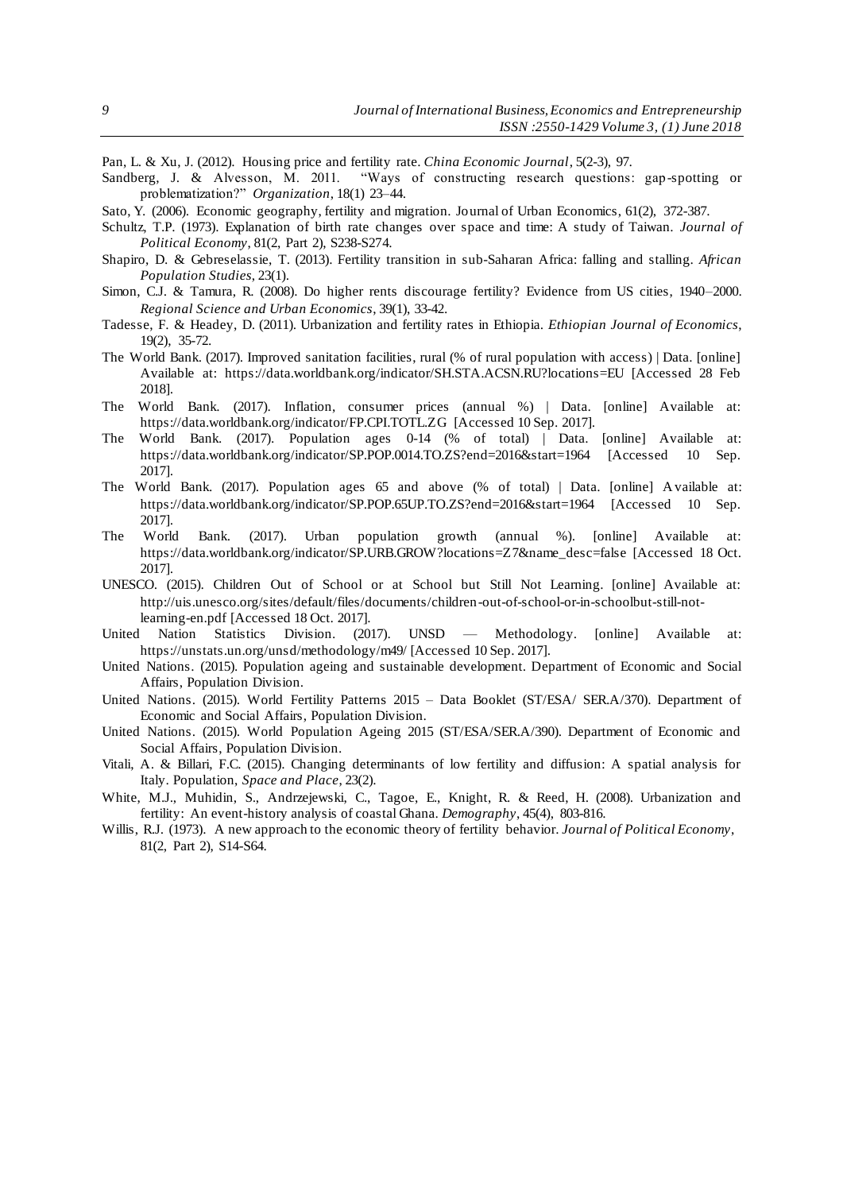Pan, L. & Xu, J. (2012). Housing price and fertility rate. *China Economic Journal*, 5(2-3), 97.

Sandberg, J. & Alvesson, M. 2011. "Ways of constructing research questions: gap-spotting or problematization?" *Organization*, 18(1) 23–44.

Sato, Y. (2006). Economic geography, fertility and migration. Journal of Urban Economics, 61(2), 372-387.

Schultz, T.P. (1973). Explanation of birth rate changes over space and time: A study of Taiwan. *Journal of Political Economy*, 81(2, Part 2), S238-S274.

Shapiro, D. & Gebreselassie, T. (2013). Fertility transition in sub-Saharan Africa: falling and stalling. *African Population Studies*, 23(1).

Simon, C.J. & Tamura, R. (2008). Do higher rents discourage fertility? Evidence from US cities, 1940–2000. *Regional Science and Urban Economics*, 39(1), 33-42.

Tadesse, F. & Headey, D. (2011). Urbanization and fertility rates in Ethiopia. *Ethiopian Journal of Economics*, 19(2), 35-72.

The World Bank. (2017). Improved sanitation facilities, rural (% of rural population with access) | Data. [online] Available at: https://data.worldbank.org/indicator/SH.STA.ACSN.RU?locations=EU [Accessed 28 Feb 2018].

The World Bank. (2017). Inflation, consumer prices (annual %) | Data. [online] Available at: https://data.worldbank.org/indicator/FP.CPI.TOTL.ZG [Accessed 10 Sep. 2017].

The World Bank. (2017). Population ages 0-14 (% of total) | Data. [online] Available at: https://data.worldbank.org/indicator/SP.POP.0014.TO.ZS?end=2016&start=1964 [Accessed 10 Sep. 2017].

The World Bank. (2017). Population ages 65 and above (% of total) | Data. [online] Available at: https://data.worldbank.org/indicator/SP.POP.65UP.TO.ZS?end=2016&start=1964 [Accessed 10 Sep. 2017].

The World Bank. (2017). Urban population growth (annual %). [online] Available at: https://data.worldbank.org/indicator/SP.URB.GROW?locations=Z7&name_desc=false [Accessed 18 Oct. 2017].

UNESCO. (2015). Children Out of School or at School but Still Not Learning. [online] Available at: http://uis.unesco.org/sites/default/files/documents/children-out-of-school-or-in-schoolbut-still-not-learning-en.pdf [Accessed 18 Oct. 2017].

United Nation Statistics Division. (2017). UNSD — Methodology. [online] Available at: https://unstats.un.org/unsd/methodology/m49/ [Accessed 10 Sep. 2017].

United Nations. (2015). Population ageing and sustainable development. Department of Economic and Social Affairs, Population Division.

United Nations. (2015). World Fertility Patterns 2015 – Data Booklet (ST/ESA/ SER.A/370). Department of Economic and Social Affairs, Population Division.

United Nations. (2015). World Population Ageing 2015 (ST/ESA/SER.A/390). Department of Economic and Social Affairs, Population Division.

Vitali, A. & Billari, F.C. (2015). Changing determinants of low fertility and diffusion: A spatial analysis for Italy. Population, *Space and Place*, 23(2).

White, M.J., Muhidin, S., Andrzejewski, C., Tagoe, E., Knight, R. & Reed, H. (2008). Urbanization and fertility: An event-history analysis of coastal Ghana. *Demography*, 45(4), 803-816.

Willis, R.J. (1973). A new approach to the economic theory of fertility behavior. *Journal of Political Economy*, 81(2, Part 2), S14-S64.